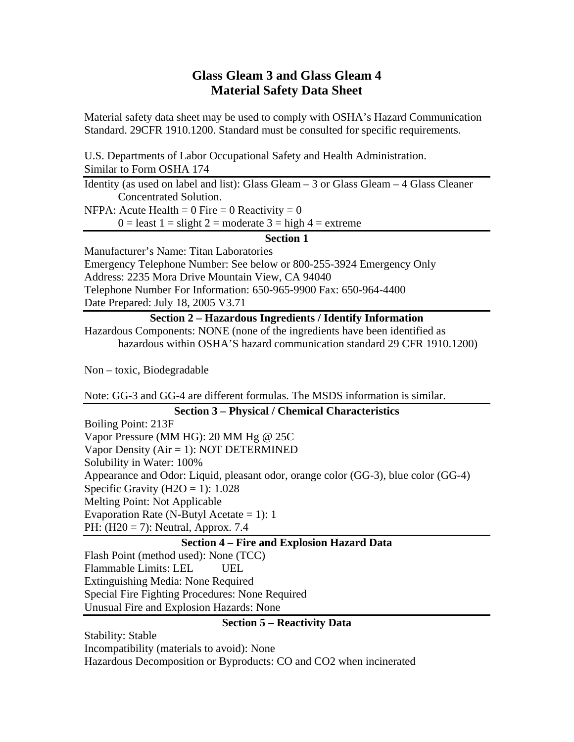# Glass Gleam 3 and Glass Gleam 4
# Material Safety Data Sheet

Material safety data sheet may be used to comply with OSHA's Hazard Communication Standard. 29CFR 1910.1200. Standard must be consulted for specific requirements.

U.S. Departments of Labor Occupational Safety and Health Administration.
Similar to Form OSHA 174

Identity (as used on label and list): Glass Gleam – 3 or Glass Gleam – 4 Glass Cleaner Concentrated Solution.

NFPA: Acute Health = 0 Fire = 0 Reactivity = 0
0 = least 1 = slight 2 = moderate 3 = high 4 = extreme

## Section 1

Manufacturer's Name: Titan Laboratories
Emergency Telephone Number: See below or 800-255-3924 Emergency Only
Address: 2235 Mora Drive Mountain View, CA 94040
Telephone Number For Information: 650-965-9900 Fax: 650-964-4400
Date Prepared: July 18, 2005 V3.71

## Section 2 – Hazardous Ingredients / Identify Information

Hazardous Components: NONE (none of the ingredients have been identified as hazardous within OSHA'S hazard communication standard 29 CFR 1910.1200)

Non – toxic, Biodegradable

Note: GG-3 and GG-4 are different formulas. The MSDS information is similar.

## Section 3 – Physical / Chemical Characteristics

Boiling Point: 213F
Vapor Pressure (MM HG): 20 MM Hg @ 25C
Vapor Density (Air = 1): NOT DETERMINED
Solubility in Water: 100%
Appearance and Odor: Liquid, pleasant odor, orange color (GG-3), blue color (GG-4)
Specific Gravity ($H_2O$ = 1): 1.028
Melting Point: Not Applicable
Evaporation Rate (N-Butyl Acetate = 1): 1
PH: (H20 = 7): Neutral, Approx. 7.4

## Section 4 – Fire and Explosion Hazard Data

Flash Point (method used): None (TCC)
Flammable Limits: LEL UEL
Extinguishing Media: None Required
Special Fire Fighting Procedures: None Required
Unusual Fire and Explosion Hazards: None

## Section 5 – Reactivity Data

Stability: Stable
Incompatibility (materials to avoid): None
Hazardous Decomposition or Byproducts: CO and $CO_2$ when incinerated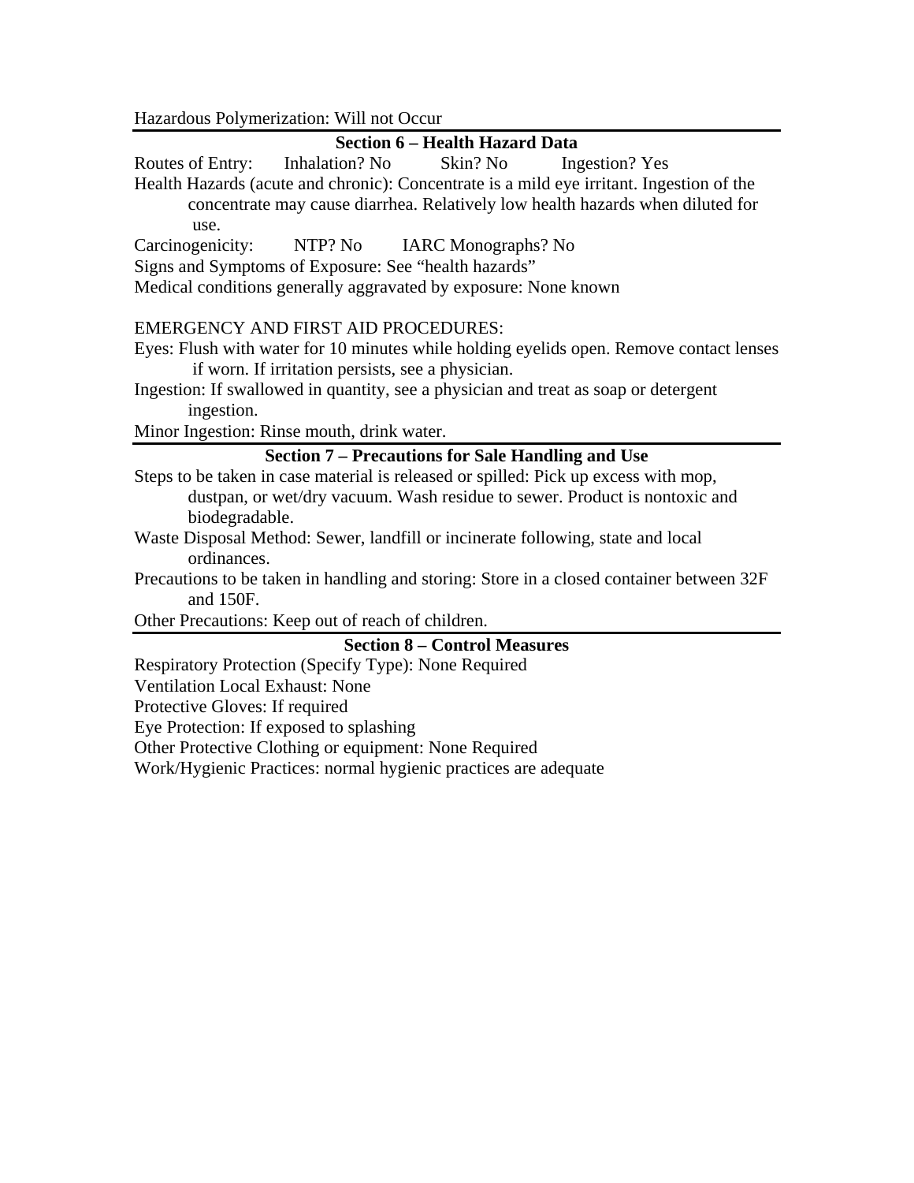Hazardous Polymerization: Will not Occur

## Section 6 – Health Hazard Data

Routes of Entry: Inhalation? No Skin? No Ingestion? Yes

Health Hazards (acute and chronic): Concentrate is a mild eye irritant. Ingestion of the concentrate may cause diarrhea. Relatively low health hazards when diluted for use.

Carcinogenicity: NTP? No IARC Monographs? No

Signs and Symptoms of Exposure: See “health hazards”

Medical conditions generally aggravated by exposure: None known

EMERGENCY AND FIRST AID PROCEDURES:

Eyes: Flush with water for 10 minutes while holding eyelids open. Remove contact lenses if worn. If irritation persists, see a physician.

Ingestion: If swallowed in quantity, see a physician and treat as soap or detergent ingestion.

Minor Ingestion: Rinse mouth, drink water.

## Section 7 – Precautions for Sale Handling and Use

Steps to be taken in case material is released or spilled: Pick up excess with mop, dustpan, or wet/dry vacuum. Wash residue to sewer. Product is nontoxic and biodegradable.

Waste Disposal Method: Sewer, landfill or incinerate following, state and local ordinances.

Precautions to be taken in handling and storing: Store in a closed container between 32F and 150F.

Other Precautions: Keep out of reach of children.

## Section 8 – Control Measures

Respiratory Protection (Specify Type): None Required

Ventilation Local Exhaust: None

Protective Gloves: If required

Eye Protection: If exposed to splashing

Other Protective Clothing or equipment: None Required

Work/Hygienic Practices: normal hygienic practices are adequate